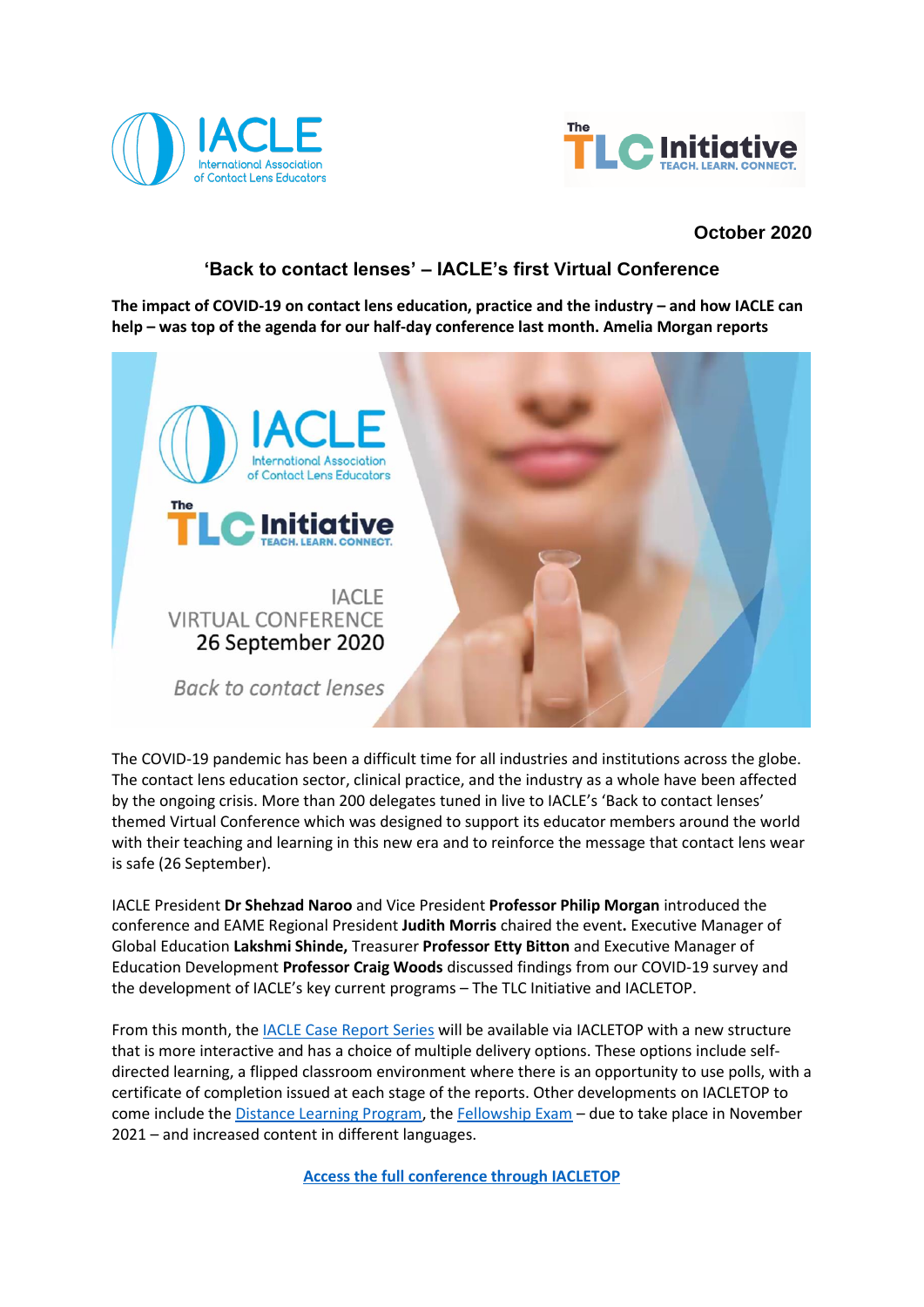October 2020

# 'Back to contact lenses' – IACLE's first Virtual Conference

**The impact of COVID-19 on contact lens education, practice and the industry – and how IACLE can help – was top of the agenda for our half-day conference last month. Amelia Morgan reports**

The COVID-19 pandemic has been a difficult time for all industries and institutions across the globe. The contact lens education sector, clinical practice, and the industry as a whole have been affected by the ongoing crisis. More than 200 delegates tuned in live to IACLE's 'Back to contact lenses' themed Virtual Conference which was designed to support its educator members around the world with their teaching and learning in this new era and to reinforce the message that contact lens wear is safe (26 September).

IACLE President **Dr Shehzad Naroo** and Vice President **Professor Philip Morgan** introduced the conference and EAME Regional President **Judith Morris** chaired the event**.** Executive Manager of Global Education **Lakshmi Shinde,** Treasurer **Professor Etty Bitton** and Executive Manager of Education Development **Professor Craig Woods** discussed findings from our COVID-19 survey and the development of IACLE's key current programs – The TLC Initiative and IACLETOP.

From this month, the IACLE Case Report Series will be available via IACLETOP with a new structure that is more interactive and has a choice of multiple delivery options. These options include self-directed learning, a flipped classroom environment where there is an opportunity to use polls, with a certificate of completion issued at each stage of the reports. Other developments on IACLETOP to come include the Distance Learning Program, the Fellowship Exam – due to take place in November 2021 – and increased content in different languages.

**Access the full conference through IACLETOP**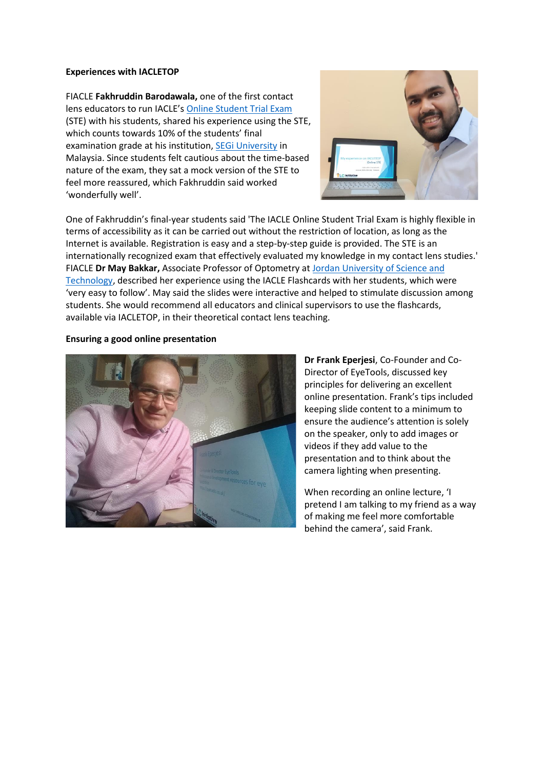**Experiences with IACLETOP**

FIACLE **Fakhruddin Barodawala,** one of the first contact lens educators to run IACLE's Online Student Trial Exam (STE) with his students, shared his experience using the STE, which counts towards 10% of the students' final examination grade at his institution, SEGi University in Malaysia. Since students felt cautious about the time-based nature of the exam, they sat a mock version of the STE to feel more reassured, which Fakhruddin said worked 'wonderfully well'.

One of Fakhruddin's final-year students said 'The IACLE Online Student Trial Exam is highly flexible in terms of accessibility as it can be carried out without the restriction of location, as long as the Internet is available. Registration is easy and a step-by-step guide is provided. The STE is an internationally recognized exam that effectively evaluated my knowledge in my contact lens studies.' FIACLE **Dr May Bakkar,** Associate Professor of Optometry at Jordan University of Science and Technology, described her experience using the IACLE Flashcards with her students, which were 'very easy to follow'. May said the slides were interactive and helped to stimulate discussion among students. She would recommend all educators and clinical supervisors to use the flashcards, available via IACLETOP, in their theoretical contact lens teaching.

**Ensuring a good online presentation**

**Dr Frank Eperjesi**, Co-Founder and Co-Director of EyeTools, discussed key principles for delivering an excellent online presentation. Frank's tips included keeping slide content to a minimum to ensure the audience's attention is solely on the speaker, only to add images or videos if they add value to the presentation and to think about the camera lighting when presenting.

When recording an online lecture, 'I pretend I am talking to my friend as a way of making me feel more comfortable behind the camera', said Frank.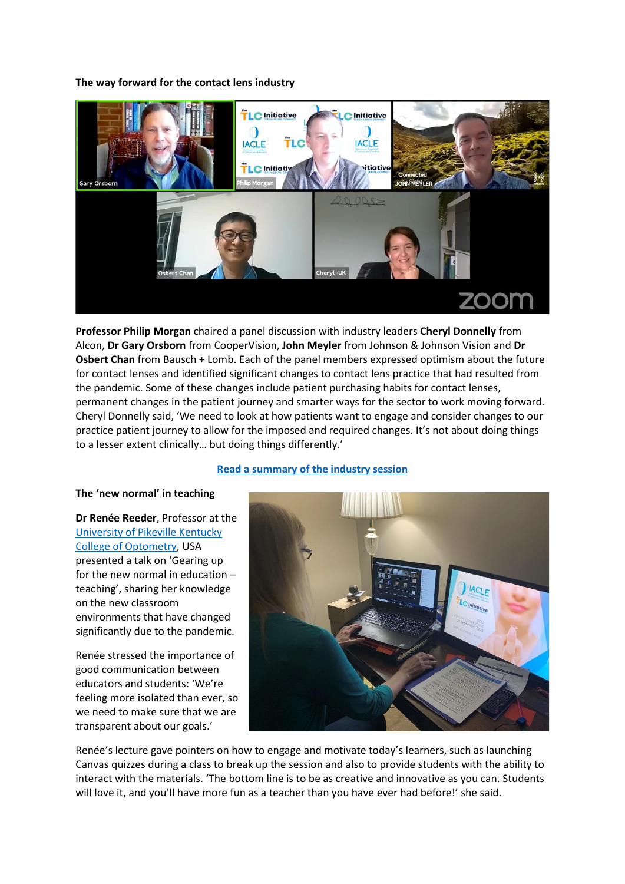**The way forward for the contact lens industry**

**Professor Philip Morgan** chaired a panel discussion with industry leaders **Cheryl Donnelly** from Alcon, **Dr Gary Orsborn** from CooperVision, **John Meyler** from Johnson & Johnson Vision and **Dr Osbert Chan** from Bausch + Lomb. Each of the panel members expressed optimism about the future for contact lenses and identified significant changes to contact lens practice that had resulted from the pandemic. Some of these changes include patient purchasing habits for contact lenses, permanent changes in the patient journey and smarter ways for the sector to work moving forward. Cheryl Donnelly said, 'We need to look at how patients want to engage and consider changes to our practice patient journey to allow for the imposed and required changes. It's not about doing things to a lesser extent clinically… but doing things differently.'

Read a summary of the industry session

**The 'new normal' in teaching**

**Dr Renée Reeder**, Professor at the University of Pikeville Kentucky College of Optometry, USA presented a talk on 'Gearing up for the new normal in education – teaching', sharing her knowledge on the new classroom environments that have changed significantly due to the pandemic.

Renée stressed the importance of good communication between educators and students: 'We're feeling more isolated than ever, so we need to make sure that we are transparent about our goals.'

Renée's lecture gave pointers on how to engage and motivate today's learners, such as launching Canvas quizzes during a class to break up the session and also to provide students with the ability to interact with the materials. 'The bottom line is to be as creative and innovative as you can. Students will love it, and you'll have more fun as a teacher than you have ever had before!' she said.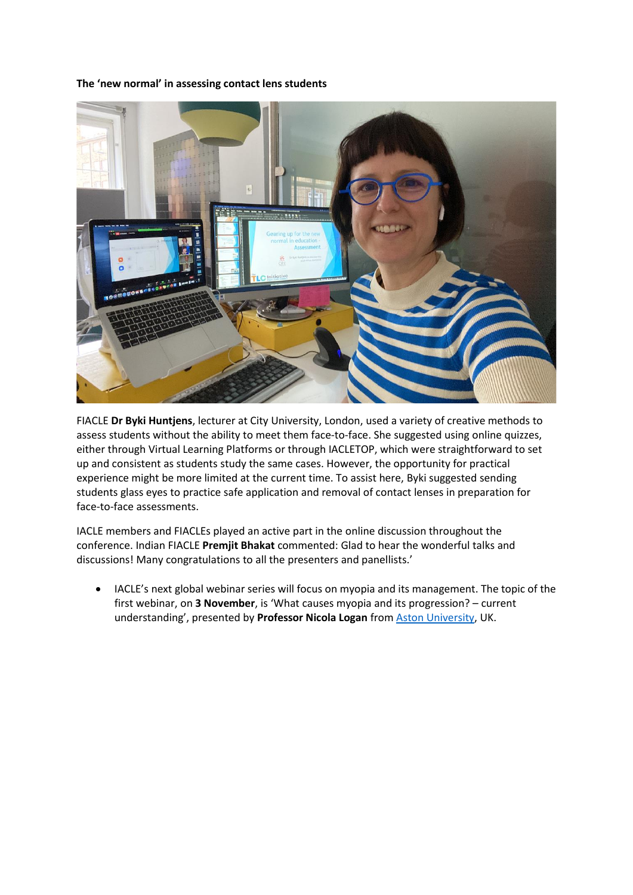**The 'new normal' in assessing contact lens students**

FIACLE **Dr Byki Huntjens**, lecturer at City University, London, used a variety of creative methods to assess students without the ability to meet them face-to-face. She suggested using online quizzes, either through Virtual Learning Platforms or through IACLETOP, which were straightforward to set up and consistent as students study the same cases. However, the opportunity for practical experience might be more limited at the current time. To assist here, Byki suggested sending students glass eyes to practice safe application and removal of contact lenses in preparation for face-to-face assessments.

IACLE members and FIACLEs played an active part in the online discussion throughout the conference. Indian FIACLE **Premjit Bhakat** commented: Glad to hear the wonderful talks and discussions! Many congratulations to all the presenters and panellists.'

- IACLE's next global webinar series will focus on myopia and its management. The topic of the first webinar, on **3 November**, is 'What causes myopia and its progression? – current understanding', presented by **Professor Nicola Logan** from Aston University, UK.